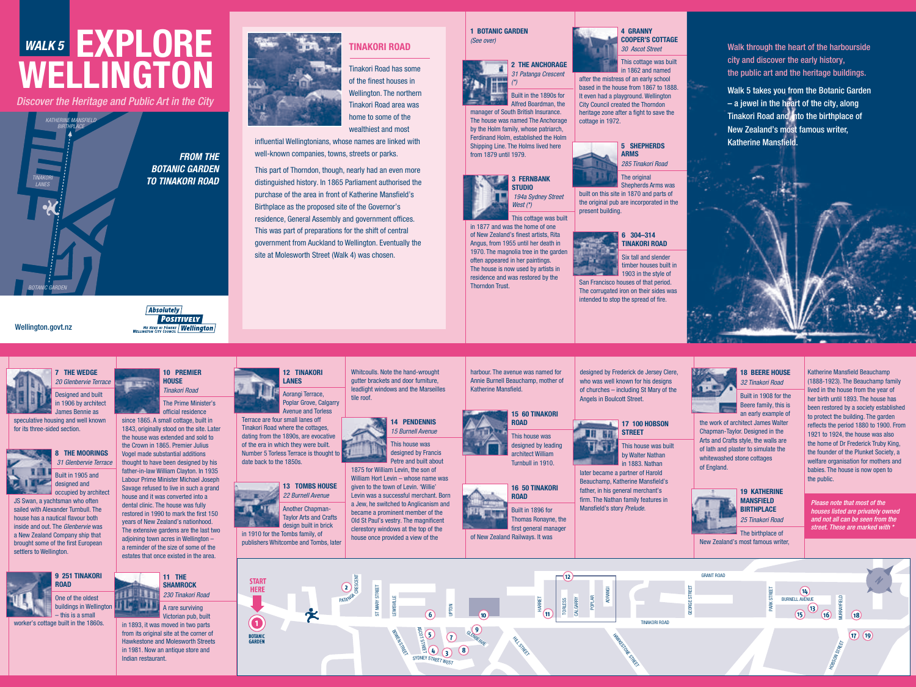# WALK 5 EXPLORE WELLINGTON

*Discover the Heritage and Public Art in the City*

KATHERINE MANSFIELD BIRTHPLACE

TINAKORI LANES

BOTANIC GARDEN

***FROM THE BOTANIC GARDEN TO TINAKORI ROAD***

Wellington.govt.nz

Absolutely Positively Wellington — Me Heke Ki Pōneke — Wellington City Council

## TINAKORI ROAD

Tinakori Road has some of the finest houses in Wellington. The northern Tinakori Road area was home to some of the wealthiest and most influential Wellingtonians, whose names are linked with well-known companies, towns, streets or parks.

This part of Thorndon, though, nearly had an even more distinguished history. In 1865 Parliament authorised the purchase of the area in front of Katherine Mansfield's Birthplace as the proposed site of the Governor's residence, General Assembly and government offices. This was part of preparations for the shift of central government from Auckland to Wellington. Eventually the site at Molesworth Street (Walk 4) was chosen.

### 1 BOTANIC GARDEN
*(See over)*

### 2 THE ANCHORAGE
*31 Patanga Crescent (\*)*

Built in the 1890s for Alfred Boardman, the manager of South British Insurance. The house was named The Anchorage by the Holm family, whose patriarch, Ferdinand Holm, established the Holm Shipping Line. The Holms lived here from 1879 until 1979.

### 3 FERNBANK STUDIO
*194a Sydney Street West (\*)*

This cottage was built in 1877 and was the home of one of New Zealand's finest artists, Rita Angus, from 1955 until her death in 1970. The magnolia tree in the garden often appeared in her paintings. The house is now used by artists in residence and was restored by the Thorndon Trust.

### 4 GRANNY COOPER'S COTTAGE
*30 Ascot Street*

This cottage was built in 1862 and named after the mistress of an early school based in the house from 1867 to 1888. It even had a playground. Wellington City Council created the Thorndon heritage zone after a fight to save the cottage in 1972.

### 5 SHEPHERDS ARMS
*285 Tinakori Road*

The original Shepherds Arms was built on this site in 1870 and parts of the original pub are incorporated in the present building.

### 6 304–314 TINAKORI ROAD

Six tall and slender timber houses built in 1903 in the style of San Francisco houses of that period. The corrugated iron on their sides was intended to stop the spread of fire.

Walk through the heart of the harbourside city and discover the early history, the public art and the heritage buildings.

Walk 5 takes you from the Botanic Garden – a jewel in the heart of the city, along Tinakori Road and into the birthplace of New Zealand's most famous writer, Katherine Mansfield.

### 7 THE WEDGE
*20 Glenbervie Terrace*

Designed and built in 1906 by architect James Bennie as speculative housing and well known for its three-sided section.

### 8 THE MOORINGS
*31 Glenbervie Terrace*

Built in 1905 and designed and occupied by architect JS Swan, a yachtsman who often sailed with Alexander Turnbull. The house has a nautical flavour both inside and out. The *Glenbervie* was a New Zealand Company ship that brought some of the first European settlers to Wellington.

### 9 251 TINAKORI ROAD

One of the oldest buildings in Wellington – this is a small worker's cottage built in the 1860s.

### 10 PREMIER HOUSE
*Tinakori Road*

The Prime Minister's official residence since 1865. A small cottage, built in 1843, originally stood on the site. Later the house was extended and sold to the Crown in 1865. Premier Julius Vogel made substantial additions thought to have been designed by his father-in-law William Clayton. In 1935 Labour Prime Minister Michael Joseph Savage refused to live in such a grand house and it was converted into a dental clinic. The house was fully restored in 1990 to mark the first 150 years of New Zealand's nationhood. The extensive gardens are the last two adjoining town acres in Wellington – a reminder of the size of some of the estates that once existed in the area.

### 11 THE SHAMROCK
*230 Tinakori Road*

A rare surviving Victorian pub, built in 1893, it was moved in two parts from its original site at the corner of Hawkestone and Molesworth Streets in 1981. Now an antique store and Indian restaurant.

### 12 TINAKORI LANES

Aorangi Terrace, Poplar Grove, Calgarry Avenue and Torless Terrace are four small lanes off Tinakori Road where the cottages, dating from the 1890s, are evocative of the era in which they were built. Number 5 Torless Terrace is thought to date back to the 1850s.

### 13 TOMBS HOUSE
*22 Burnell Avenue*

Another Chapman-Taylor Arts and Crafts design built in brick in 1910 for the Tombs family, of publishers Whitcombe and Tombs, later Whitcoulls. Note the hand-wrought gutter brackets and door furniture, leadlight windows and the Marseilles tile roof.

### 14 PENDENNIS
*15 Burnell Avenue*

This house was designed by Francis Petre and built about 1875 for William Levin, the son of William Hort Levin – whose name was given to the town of Levin. 'Willie' Levin was a successful merchant. Born a Jew, he switched to Anglicanism and became a prominent member of the Old St Paul's vestry. The magnificent clerestory windows at the top of the house once provided a view of the harbour. The avenue was named for Annie Burnell Beauchamp, mother of Katherine Mansfield.

### 15 60 TINAKORI ROAD

This house was designed by leading architect William Turnbull in 1910.

### 16 50 TINAKORI ROAD

Built in 1896 for Thomas Ronayne, the first general manager of New Zealand Railways. It was designed by Frederick de Jersey Clere, who was well known for his designs of churches – including St Mary of the Angels in Boulcott Street.

### 17 100 HOBSON STREET

This house was built by Walter Nathan in 1883. Nathan later became a partner of Harold Beauchamp, Katherine Mansfield's father, in his general merchant's firm. The Nathan family features in Mansfield's story *Prelude*.

### 18 BEERE HOUSE
*32 Tinakori Road*

Built in 1908 for the Beere family, this is an early example of the work of architect James Walter Chapman-Taylor. Designed in the Arts and Crafts style, the walls are of lath and plaster to simulate the whitewashed stone cottages of England.

### 19 KATHERINE MANSFIELD BIRTHPLACE
*25 Tinakori Road*

The birthplace of New Zealand's most famous writer, Katherine Mansfield Beauchamp (1888-1923). The Beauchamp family lived in the house from the year of her birth until 1893. The house has been restored by a society established to protect the building. The garden reflects the period 1880 to 1900. From 1921 to 1924, the house was also the home of Dr Frederick Truby King, the founder of the Plunket Society, a welfare organisation for mothers and babies. The house is now open to the public.

*Please note that most of the houses listed are privately owned and not all can be seen from the street. These are marked with \**

START HERE — 1 BOTANIC GARDEN

PATANGA CRESCENT, ST MARY STREET, LEWISVILLE, UPTON, BOWEN STREET, ASCOT STREET, SYDNEY STREET WEST, GLENBERVIE, HILL STREET, HARRIET, TORLESS, CALGARRY, POPLAR, AORANGI, TINAKORI ROAD, HAWKESTONE STREET, GEORGE STREET, GRANT ROAD, PARK STREET, BURNELL AVENUE, MURRAYFIELD, HOBSON STREET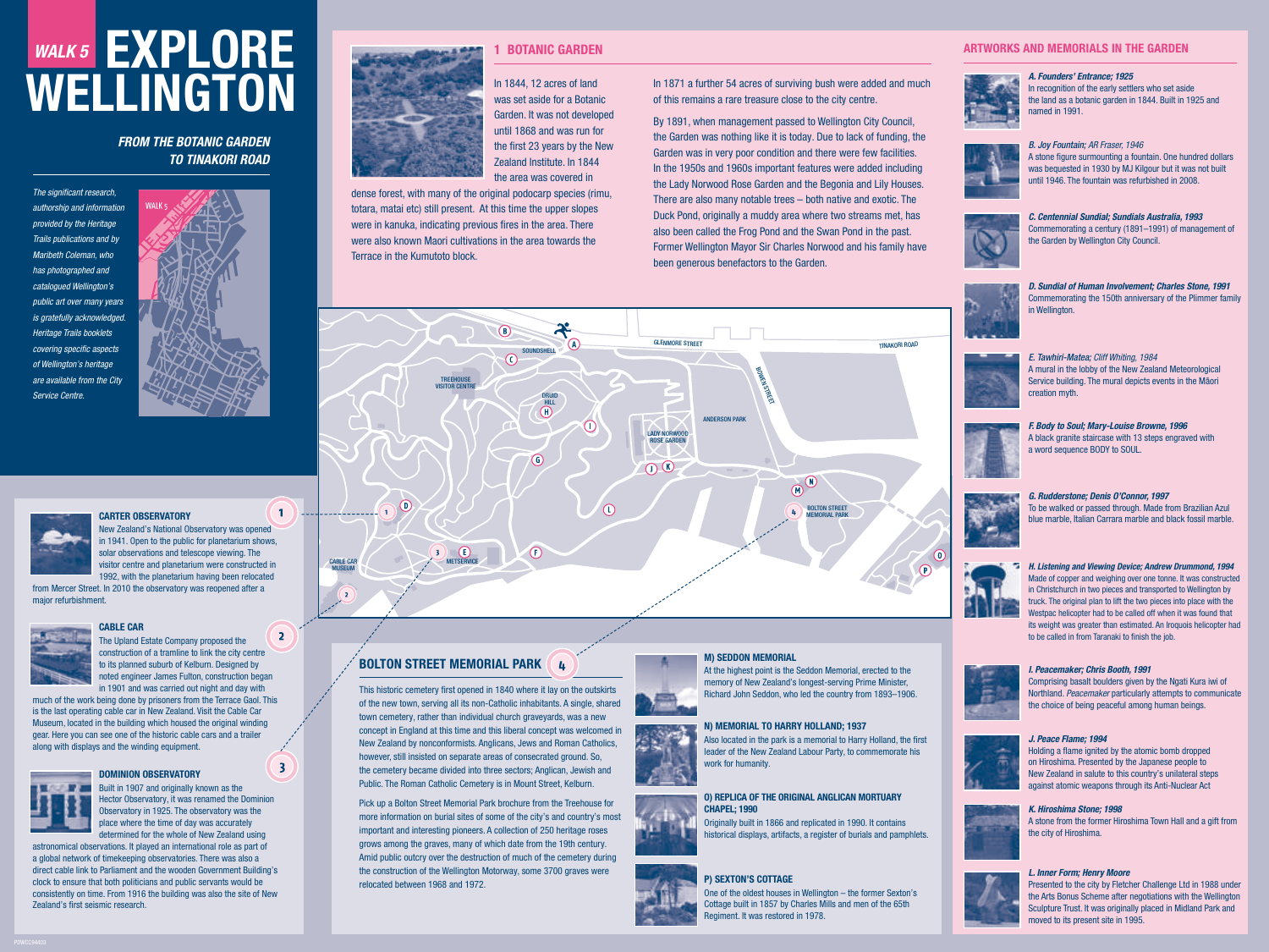# WALK 5 EXPLORE WELLINGTON

### FROM THE BOTANIC GARDEN TO TINAKORI ROAD

*The significant research, authorship and information provided by the Heritage Trails publications and by Maribeth Coleman, who has photographed and catalogued Wellington's public art over many years is gratefully acknowledged. Heritage Trails booklets covering specific aspects of Wellington's heritage are available from the City Service Centre.*

## 1 BOTANIC GARDEN

In 1844, 12 acres of land was set aside for a Botanic Garden. It was not developed until 1868 and was run for the first 23 years by the New Zealand Institute. In 1844 the area was covered in dense forest, with many of the original podocarp species (rimu, totara, matai etc) still present. At this time the upper slopes were in kanuka, indicating previous fires in the area. There were also known Maori cultivations in the area towards the Terrace in the Kumutoto block.

In 1871 a further 54 acres of surviving bush were added and much of this remains a rare treasure close to the city centre.

By 1891, when management passed to Wellington City Council, the Garden was nothing like it is today. Due to lack of funding, the Garden was in very poor condition and there were few facilities. In the 1950s and 1960s important features were added including the Lady Norwood Rose Garden and the Begonia and Lily Houses. There are also many notable trees – both native and exotic. The Duck Pond, originally a muddy area where two streams met, has also been called the Frog Pond and the Swan Pond in the past. Former Wellington Mayor Sir Charles Norwood and his family have been generous benefactors to the Garden.

## ARTWORKS AND MEMORIALS IN THE GARDEN

***A. Founders' Entrance; 1925***
In recognition of the early settlers who set aside the land as a botanic garden in 1844. Built in 1925 and named in 1991.

***B. Joy Fountain; AR Fraser, 1946***
A stone figure surmounting a fountain. One hundred dollars was bequested in 1930 by MJ Kilgour but it was not built until 1946. The fountain was refurbished in 2008.

***C. Centennial Sundial; Sundials Australia, 1993***
Commemorating a century (1891–1991) of management of the Garden by Wellington City Council.

***D. Sundial of Human Involvement; Charles Stone, 1991***
Commemorating the 150th anniversary of the Plimmer family in Wellington.

***E. Tawhiri-Matea; Cliff Whiting, 1984***
A mural in the lobby of the New Zealand Meteorological Service building. The mural depicts events in the Māori creation myth.

***F. Body to Soul; Mary-Louise Browne, 1996***
A black granite staircase with 13 steps engraved with a word sequence BODY to SOUL.

***G. Rudderstone; Denis O'Connor, 1997***
To be walked or passed through. Made from Brazilian Azul blue marble, Italian Carrara marble and black fossil marble.

***H. Listening and Viewing Device; Andrew Drummond, 1994***
Made of copper and weighing over one tonne. It was constructed in Christchurch in two pieces and transported to Wellington by truck. The original plan to lift the two pieces into place with the Westpac helicopter had to be called off when it was found that its weight was greater than estimated. An Iroquois helicopter had to be called in from Taranaki to finish the job.

***I. Peacemaker; Chris Booth, 1991***
Comprising basalt boulders given by the Ngati Kura iwi of Northland. *Peacemaker* particularly attempts to communicate the choice of being peaceful among human beings.

***J. Peace Flame; 1994***
Holding a flame ignited by the atomic bomb dropped on Hiroshima. Presented by the Japanese people to New Zealand in salute to this country's unilateral steps against atomic weapons through its Anti-Nuclear Act

***K. Hiroshima Stone; 1998***
A stone from the former Hiroshima Town Hall and a gift from the city of Hiroshima.

***L. Inner Form; Henry Moore***
Presented to the city by Fletcher Challenge Ltd in 1988 under the Arts Bonus Scheme after negotiations with the Wellington Sculpture Trust. It was originally placed in Midland Park and moved to its present site in 1995.

GLENMORE STREET
TINAKORI ROAD
BOWEN STREET
SOUNDSHELL
TREEHOUSE VISITOR CENTRE
DRUID HILL
ANDERSON PARK
LADY NORWOOD ROSE GARDEN
BOLTON STREET MEMORIAL PARK
CABLE CAR MUSEUM
METSERVICE

### 1 CARTER OBSERVATORY

New Zealand's National Observatory was opened in 1941. Open to the public for planetarium shows, solar observations and telescope viewing. The visitor centre and planetarium were constructed in 1992, with the planetarium having been relocated from Mercer Street. In 2010 the observatory was reopened after a major refurbishment.

### 2 CABLE CAR

The Upland Estate Company proposed the construction of a tramline to link the city centre to its planned suburb of Kelburn. Designed by noted engineer James Fulton, construction began in 1901 and was carried out night and day with much of the work being done by prisoners from the Terrace Gaol. This is the last operating cable car in New Zealand. Visit the Cable Car Museum, located in the building which housed the original winding gear. Here you can see one of the historic cable cars and a trailer along with displays and the winding equipment.

### 3 DOMINION OBSERVATORY

Built in 1907 and originally known as the Hector Observatory, it was renamed the Dominion Observatory in 1925. The observatory was the place where the time of day was accurately determined for the whole of New Zealand using astronomical observations. It played an international role as part of a global network of timekeeping observatories. There was also a direct cable link to Parliament and the wooden Government Building's clock to ensure that both politicians and public servants would be consistently on time. From 1916 the building was also the site of New Zealand's first seismic research.

## BOLTON STREET MEMORIAL PARK 4

This historic cemetery first opened in 1840 where it lay on the outskirts of the new town, serving all its non-Catholic inhabitants. A single, shared town cemetery, rather than individual church graveyards, was a new concept in England at this time and this liberal concept was welcomed in New Zealand by nonconformists. Anglicans, Jews and Roman Catholics, however, still insisted on separate areas of consecrated ground. So, the cemetery became divided into three sectors; Anglican, Jewish and Public. The Roman Catholic Cemetery is in Mount Street, Kelburn.

Pick up a Bolton Street Memorial Park brochure from the Treehouse for more information on burial sites of some of the city's and country's most important and interesting pioneers. A collection of 250 heritage roses grows among the graves, many of which date from the 19th century. Amid public outcry over the destruction of much of the cemetery during the construction of the Wellington Motorway, some 3700 graves were relocated between 1968 and 1972.

### M) SEDDON MEMORIAL

At the highest point is the Seddon Memorial, erected to the memory of New Zealand's longest-serving Prime Minister, Richard John Seddon, who led the country from 1893–1906.

### N) MEMORIAL TO HARRY HOLLAND; 1937

Also located in the park is a memorial to Harry Holland, the first leader of the New Zealand Labour Party, to commemorate his work for humanity.

### O) REPLICA OF THE ORIGINAL ANGLICAN MORTUARY CHAPEL; 1990

Originally built in 1866 and replicated in 1990. It contains historical displays, artifacts, a register of burials and pamphlets.

### P) SEXTON'S COTTAGE

One of the oldest houses in Wellington – the former Sexton's Cottage built in 1857 by Charles Mills and men of the 65th Regiment. It was restored in 1978.